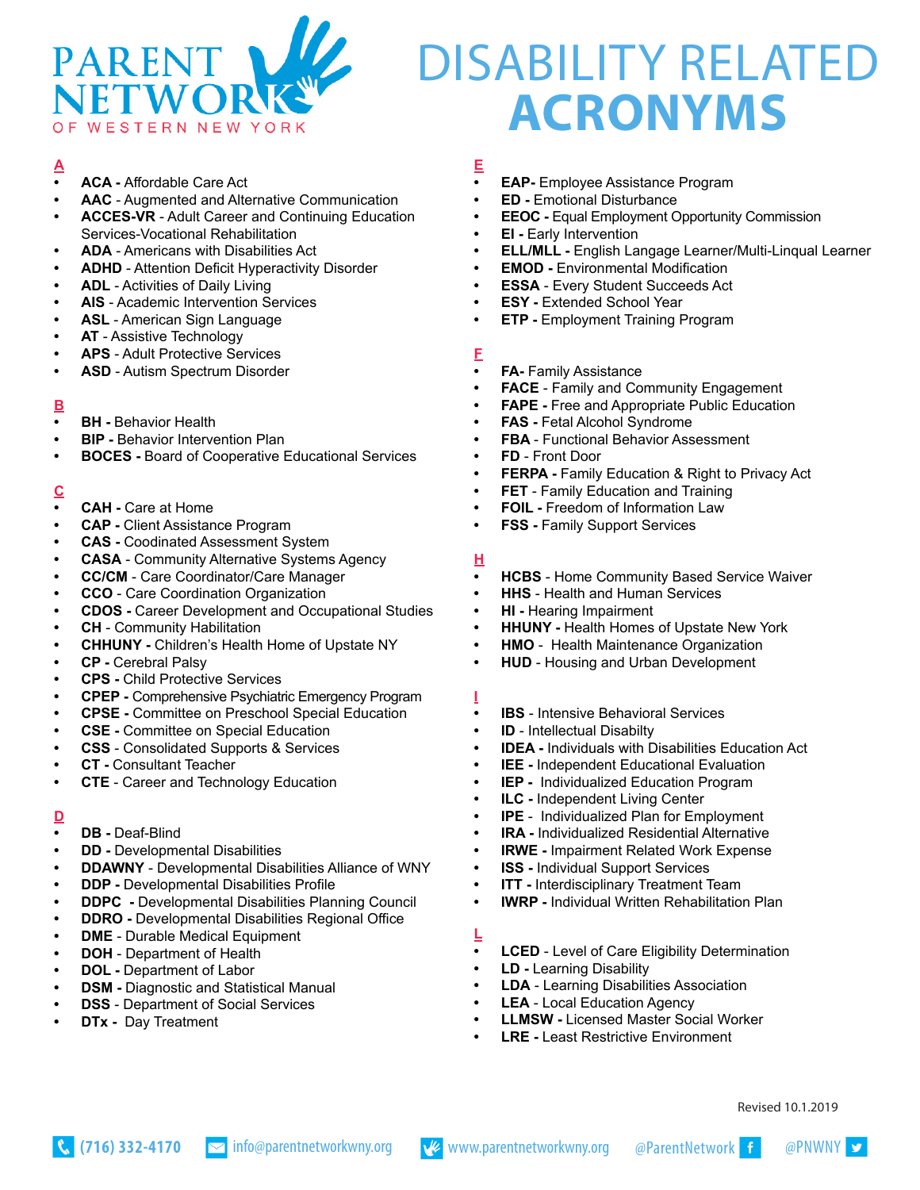PARENT NETWORK OF WESTERN NEW YORK

# DISABILITY RELATED ACRONYMS

## A

- **ACA -** Affordable Care Act
- **AAC** - Augmented and Alternative Communication
- **ACCES-VR** - Adult Career and Continuing Education Services-Vocational Rehabilitation
- **ADA** - Americans with Disabilities Act
- **ADHD** - Attention Deficit Hyperactivity Disorder
- **ADL** - Activities of Daily Living
- **AIS** - Academic Intervention Services
- **ASL** - American Sign Language
- **AT** - Assistive Technology
- **APS** - Adult Protective Services
- **ASD** - Autism Spectrum Disorder

## B

- **BH -** Behavior Health
- **BIP -** Behavior Intervention Plan
- **BOCES -** Board of Cooperative Educational Services

## C

- **CAH -** Care at Home
- **CAP -** Client Assistance Program
- **CAS -** Coodinated Assessment System
- **CASA** - Community Alternative Systems Agency
- **CC/CM** - Care Coordinator/Care Manager
- **CCO** - Care Coordination Organization
- **CDOS -** Career Development and Occupational Studies
- **CH** - Community Habilitation
- **CHHUNY -** Children's Health Home of Upstate NY
- **CP -** Cerebral Palsy
- **CPS -** Child Protective Services
- **CPEP -** Comprehensive Psychiatric Emergency Program
- **CPSE -** Committee on Preschool Special Education
- **CSE -** Committee on Special Education
- **CSS** - Consolidated Supports & Services
- **CT -** Consultant Teacher
- **CTE** - Career and Technology Education

## D

- **DB -** Deaf-Blind
- **DD -** Developmental Disabilities
- **DDAWNY** - Developmental Disabilities Alliance of WNY
- **DDP -** Developmental Disabilities Profile
- **DDPC -** Developmental Disabilities Planning Council
- **DDRO -** Developmental Disabilities Regional Office
- **DME** - Durable Medical Equipment
- **DOH** - Department of Health
- **DOL -** Department of Labor
- **DSM -** Diagnostic and Statistical Manual
- **DSS** - Department of Social Services
- **DTx -** Day Treatment

## E

- **EAP-** Employee Assistance Program
- **ED -** Emotional Disturbance
- **EEOC -** Equal Employment Opportunity Commission
- **EI -** Early Intervention
- **ELL/MLL -** English Langage Learner/Multi-Linqual Learner
- **EMOD -** Environmental Modification
- **ESSA** - Every Student Succeeds Act
- **ESY -** Extended School Year
- **ETP -** Employment Training Program

## F

- **FA-** Family Assistance
- **FACE** - Family and Community Engagement
- **FAPE -** Free and Appropriate Public Education
- **FAS -** Fetal Alcohol Syndrome
- **FBA** - Functional Behavior Assessment
- **FD** - Front Door
- **FERPA -** Family Education & Right to Privacy Act
- **FET** - Family Education and Training
- **FOIL -** Freedom of Information Law
- **FSS -** Family Support Services

## H

- **HCBS** - Home Community Based Service Waiver
- **HHS** - Health and Human Services
- **HI -** Hearing Impairment
- **HHUNY -** Health Homes of Upstate New York
- **HMO** - Health Maintenance Organization
- **HUD** - Housing and Urban Development

## I

- **IBS** - Intensive Behavioral Services
- **ID** - Intellectual Disabilty
- **IDEA -** Individuals with Disabilities Education Act
- **IEE -** Independent Educational Evaluation
- **IEP -** Individualized Education Program
- **ILC -** Independent Living Center
- **IPE -** Individualized Plan for Employment
- **IRA -** Individualized Residential Alternative
- **IRWE -** Impairment Related Work Expense
- **ISS -** Individual Support Services
- **ITT -** Interdisciplinary Treatment Team
- **IWRP -** Individual Written Rehabilitation Plan

## L

- **LCED** - Level of Care Eligibility Determination
- **LD -** Learning Disability
- **LDA** - Learning Disabilities Association
- **LEA** - Local Education Agency
- **LLMSW -** Licensed Master Social Worker
- **LRE -** Least Restrictive Environment

Revised 10.1.2019

(716) 332-4170 | info@parentnetworkwny.org | www.parentnetworkwny.org | @ParentNetwork | @PNWNY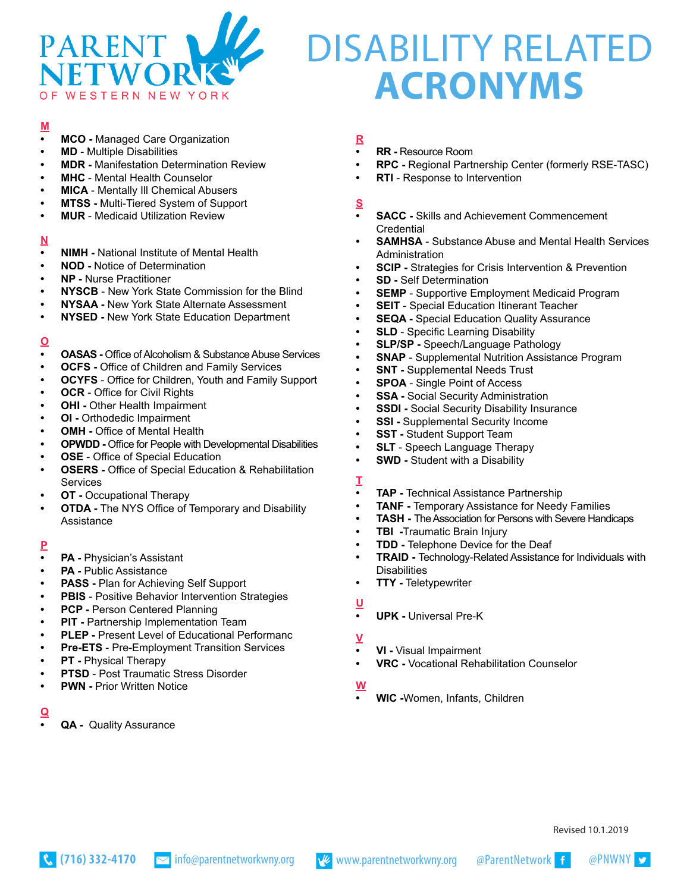PARENT NETWORK OF WESTERN NEW YORK

# DISABILITY RELATED ACRONYMS

## M

- **MCO -** Managed Care Organization
- **MD** - Multiple Disabilities
- **MDR -** Manifestation Determination Review
- **MHC** - Mental Health Counselor
- **MICA** - Mentally Ill Chemical Abusers
- **MTSS -** Multi-Tiered System of Support
- **MUR** - Medicaid Utilization Review

## N

- **NIMH -** National Institute of Mental Health
- **NOD -** Notice of Determination
- **NP -** Nurse Practitioner
- **NYSCB** - New York State Commission for the Blind
- **NYSAA -** New York State Alternate Assessment
- **NYSED -** New York State Education Department

## O

- **OASAS -** Office of Alcoholism & Substance Abuse Services
- **OCFS -** Office of Children and Family Services
- **OCYFS** - Office for Children, Youth and Family Support
- **OCR** - Office for Civil Rights
- **OHI -** Other Health Impairment
- **OI -** Orthodedic Impairment
- **OMH -** Office of Mental Health
- **OPWDD -** Office for People with Developmental Disabilities
- **OSE** - Office of Special Education
- **OSERS -** Office of Special Education & Rehabilitation Services
- **OT -** Occupational Therapy
- **OTDA -** The NYS Office of Temporary and Disability Assistance

## P

- **PA -** Physician's Assistant
- **PA -** Public Assistance
- **PASS -** Plan for Achieving Self Support
- **PBIS** - Positive Behavior Intervention Strategies
- **PCP -** Person Centered Planning
- **PIT -** Partnership Implementation Team
- **PLEP -** Present Level of Educational Performanc
- **Pre-ETS** - Pre-Employment Transition Services
- **PT -** Physical Therapy
- **PTSD** - Post Traumatic Stress Disorder
- **PWN -** Prior Written Notice

## Q

- **QA -** Quality Assurance

## R

- **RR -** Resource Room
- **RPC -** Regional Partnership Center (formerly RSE-TASC)
- **RTI** - Response to Intervention

## S

- **SACC -** Skills and Achievement Commencement Credential
- **SAMHSA** - Substance Abuse and Mental Health Services Administration
- **SCIP -** Strategies for Crisis Intervention & Prevention
- **SD -** Self Determination
- **SEMP** - Supportive Employment Medicaid Program
- **SEIT** - Special Education Itinerant Teacher
- **SEQA -** Special Education Quality Assurance
- **SLD** - Specific Learning Disability
- **SLP/SP -** Speech/Language Pathology
- **SNAP** - Supplemental Nutrition Assistance Program
- **SNT -** Supplemental Needs Trust
- **SPOA** - Single Point of Access
- **SSA -** Social Security Administration
- **SSDI -** Social Security Disability Insurance
- **SSI -** Supplemental Security Income
- **SST -** Student Support Team
- **SLT** - Speech Language Therapy
- **SWD -** Student with a Disability

## T

- **TAP -** Technical Assistance Partnership
- **TANF -** Temporary Assistance for Needy Families
- **TASH -** The Association for Persons with Severe Handicaps
- **TBI** -Traumatic Brain Injury
- **TDD -** Telephone Device for the Deaf
- **TRAID -** Technology-Related Assistance for Individuals with Disabilities
- **TTY -** Teletypewriter

## U

- **UPK -** Universal Pre-K

## V

- **VI -** Visual Impairment
- **VRC -** Vocational Rehabilitation Counselor

## W

- **WIC** -Women, Infants, Children

Revised 10.1.2019

(716) 332-4170 | info@parentnetworkwny.org | www.parentnetworkwny.org | @ParentNetwork | @PNWNY